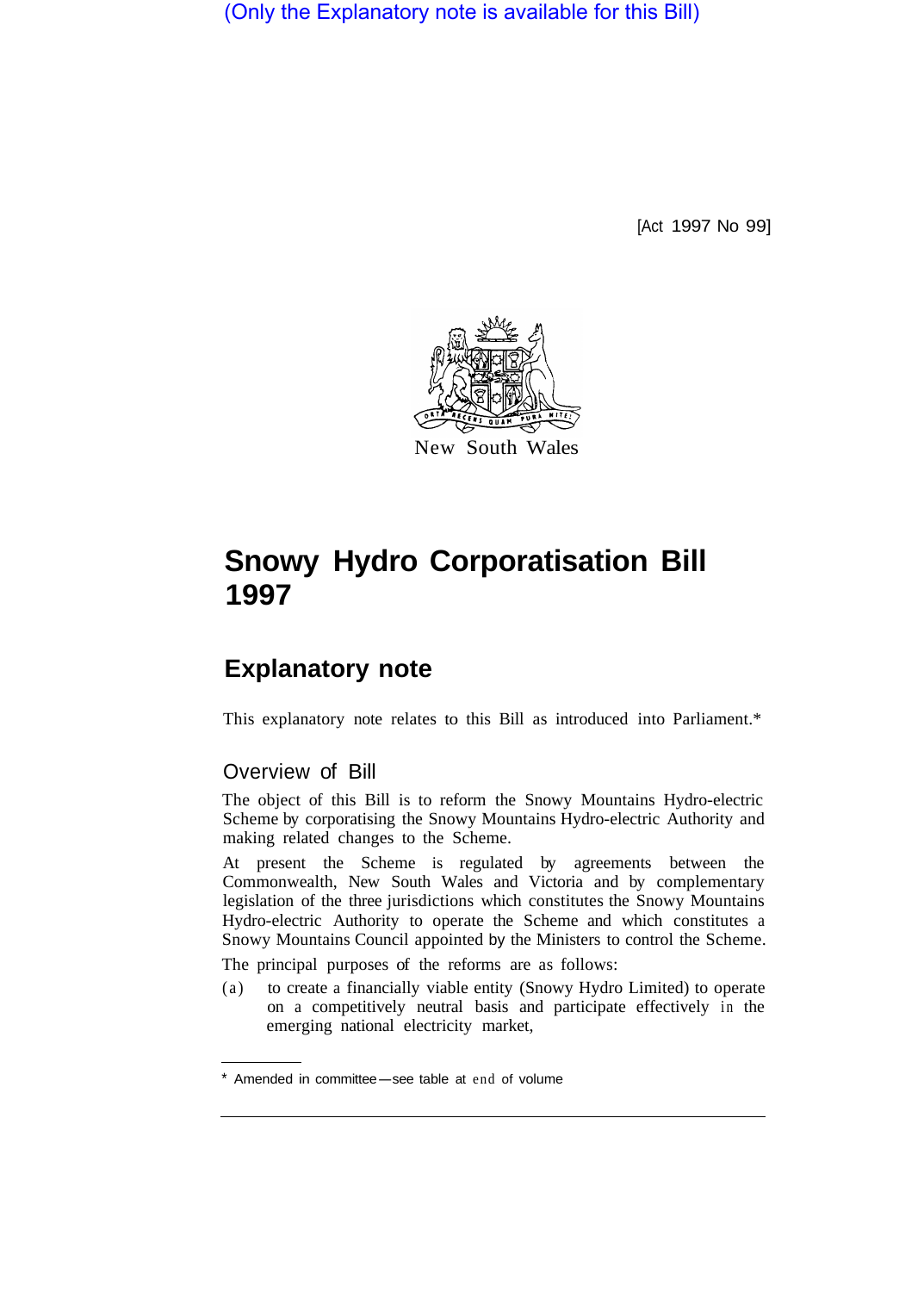(Only the Explanatory note is available for this Bill)

[Act 1997 No 99]

New South Wales

# Snowy Hydro Corporatisation Bill 1997

## Explanatory note

This explanatory note relates to this Bill as introduced into Parliament.*

### Overview of Bill

The object of this Bill is to reform the Snowy Mountains Hydro-electric Scheme by corporatising the Snowy Mountains Hydro-electric Authority and making related changes to the Scheme.

At present the Scheme is regulated by agreements between the Commonwealth, New South Wales and Victoria and by complementary legislation of the three jurisdictions which constitutes the Snowy Mountains Hydro-electric Authority to operate the Scheme and which constitutes a Snowy Mountains Council appointed by the Ministers to control the Scheme.

The principal purposes of the reforms are as follows:

(a) to create a financially viable entity (Snowy Hydro Limited) to operate on a competitively neutral basis and participate effectively in the emerging national electricity market,

* Amended in committee—see table at end of volume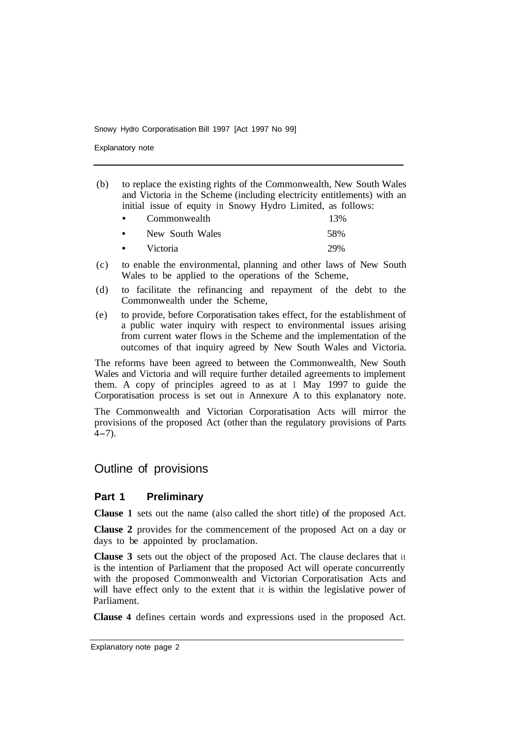(b) to replace the existing rights of the Commonwealth, New South Wales and Victoria in the Scheme (including electricity entitlements) with an initial issue of equity in Snowy Hydro Limited, as follows:

- Commonwealth 13%
- New South Wales 58%
- Victoria 29%

(c) to enable the environmental, planning and other laws of New South Wales to be applied to the operations of the Scheme,

(d) to facilitate the refinancing and repayment of the debt to the Commonwealth under the Scheme,

(e) to provide, before Corporatisation takes effect, for the establishment of a public water inquiry with respect to environmental issues arising from current water flows in the Scheme and the implementation of the outcomes of that inquiry agreed by New South Wales and Victoria.

The reforms have been agreed to between the Commonwealth, New South Wales and Victoria and will require further detailed agreements to implement them. A copy of principles agreed to as at 1 May 1997 to guide the Corporatisation process is set out in Annexure A to this explanatory note.

The Commonwealth and Victorian Corporatisation Acts will mirror the provisions of the proposed Act (other than the regulatory provisions of Parts 4–7).

## Outline of provisions

### Part 1 Preliminary

**Clause 1** sets out the name (also called the short title) of the proposed Act.

**Clause 2** provides for the commencement of the proposed Act on a day or days to be appointed by proclamation.

**Clause 3** sets out the object of the proposed Act. The clause declares that it is the intention of Parliament that the proposed Act will operate concurrently with the proposed Commonwealth and Victorian Corporatisation Acts and will have effect only to the extent that it is within the legislative power of Parliament.

**Clause 4** defines certain words and expressions used in the proposed Act.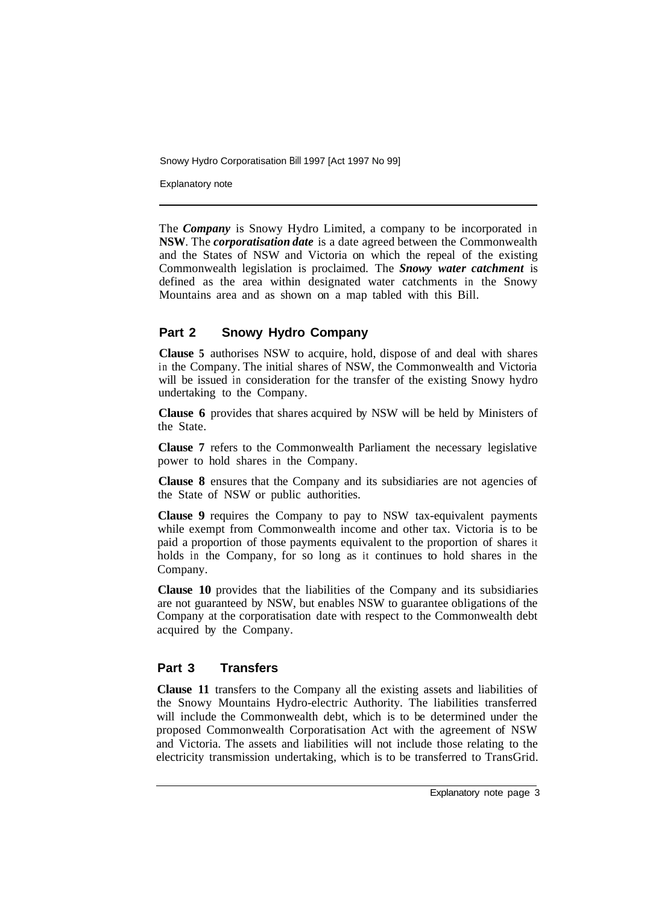The ***Company*** is Snowy Hydro Limited, a company to be incorporated in **NSW**. The ***corporatisation date*** is a date agreed between the Commonwealth and the States of NSW and Victoria on which the repeal of the existing Commonwealth legislation is proclaimed. The ***Snowy water catchment*** is defined as the area within designated water catchments in the Snowy Mountains area and as shown on a map tabled with this Bill.

## Part 2 Snowy Hydro Company

**Clause 5** authorises NSW to acquire, hold, dispose of and deal with shares in the Company. The initial shares of NSW, the Commonwealth and Victoria will be issued in consideration for the transfer of the existing Snowy hydro undertaking to the Company.

**Clause 6** provides that shares acquired by NSW will be held by Ministers of the State.

**Clause 7** refers to the Commonwealth Parliament the necessary legislative power to hold shares in the Company.

**Clause 8** ensures that the Company and its subsidiaries are not agencies of the State of NSW or public authorities.

**Clause 9** requires the Company to pay to NSW tax-equivalent payments while exempt from Commonwealth income and other tax. Victoria is to be paid a proportion of those payments equivalent to the proportion of shares it holds in the Company, for so long as it continues to hold shares in the Company.

**Clause 10** provides that the liabilities of the Company and its subsidiaries are not guaranteed by NSW, but enables NSW to guarantee obligations of the Company at the corporatisation date with respect to the Commonwealth debt acquired by the Company.

## Part 3 Transfers

**Clause 11** transfers to the Company all the existing assets and liabilities of the Snowy Mountains Hydro-electric Authority. The liabilities transferred will include the Commonwealth debt, which is to be determined under the proposed Commonwealth Corporatisation Act with the agreement of NSW and Victoria. The assets and liabilities will not include those relating to the electricity transmission undertaking, which is to be transferred to TransGrid.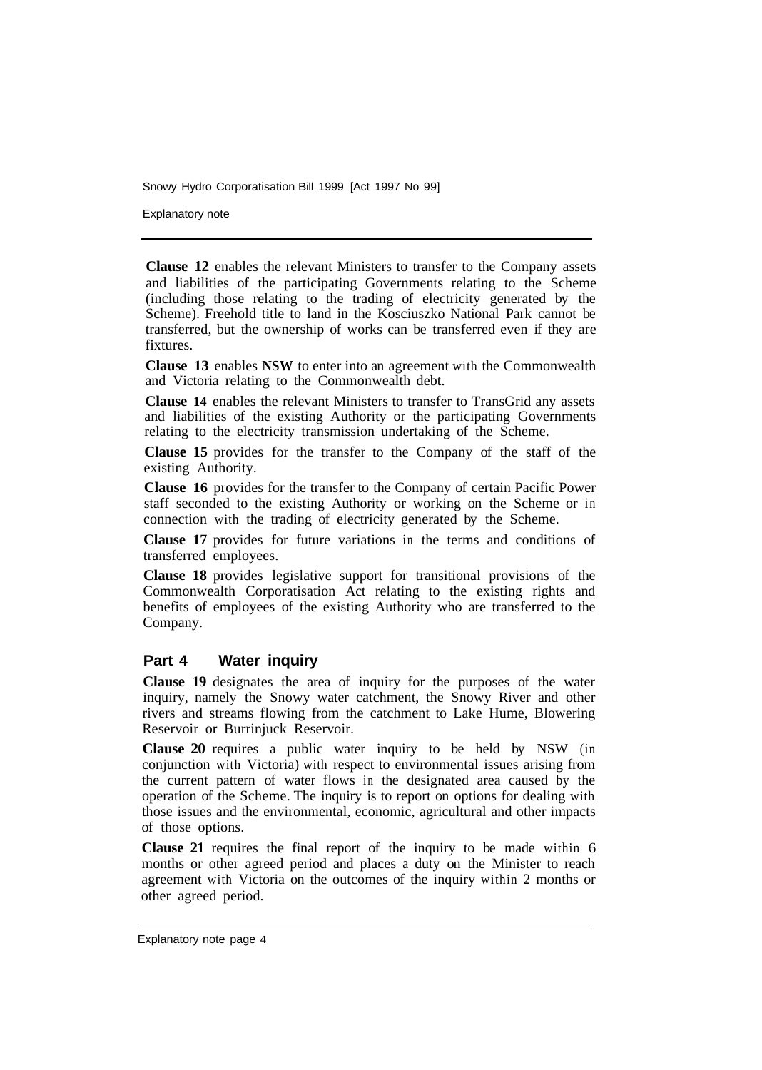**Clause 12** enables the relevant Ministers to transfer to the Company assets and liabilities of the participating Governments relating to the Scheme (including those relating to the trading of electricity generated by the Scheme). Freehold title to land in the Kosciuszko National Park cannot be transferred, but the ownership of works can be transferred even if they are fixtures.

**Clause 13** enables **NSW** to enter into an agreement with the Commonwealth and Victoria relating to the Commonwealth debt.

**Clause 14** enables the relevant Ministers to transfer to TransGrid any assets and liabilities of the existing Authority or the participating Governments relating to the electricity transmission undertaking of the Scheme.

**Clause 15** provides for the transfer to the Company of the staff of the existing Authority.

**Clause 16** provides for the transfer to the Company of certain Pacific Power staff seconded to the existing Authority or working on the Scheme or in connection with the trading of electricity generated by the Scheme.

**Clause 17** provides for future variations in the terms and conditions of transferred employees.

**Clause 18** provides legislative support for transitional provisions of the Commonwealth Corporatisation Act relating to the existing rights and benefits of employees of the existing Authority who are transferred to the Company.

## Part 4 Water inquiry

**Clause 19** designates the area of inquiry for the purposes of the water inquiry, namely the Snowy water catchment, the Snowy River and other rivers and streams flowing from the catchment to Lake Hume, Blowering Reservoir or Burrinjuck Reservoir.

**Clause 20** requires a public water inquiry to be held by NSW (in conjunction with Victoria) with respect to environmental issues arising from the current pattern of water flows in the designated area caused by the operation of the Scheme. The inquiry is to report on options for dealing with those issues and the environmental, economic, agricultural and other impacts of those options.

**Clause 21** requires the final report of the inquiry to be made within 6 months or other agreed period and places a duty on the Minister to reach agreement with Victoria on the outcomes of the inquiry within 2 months or other agreed period.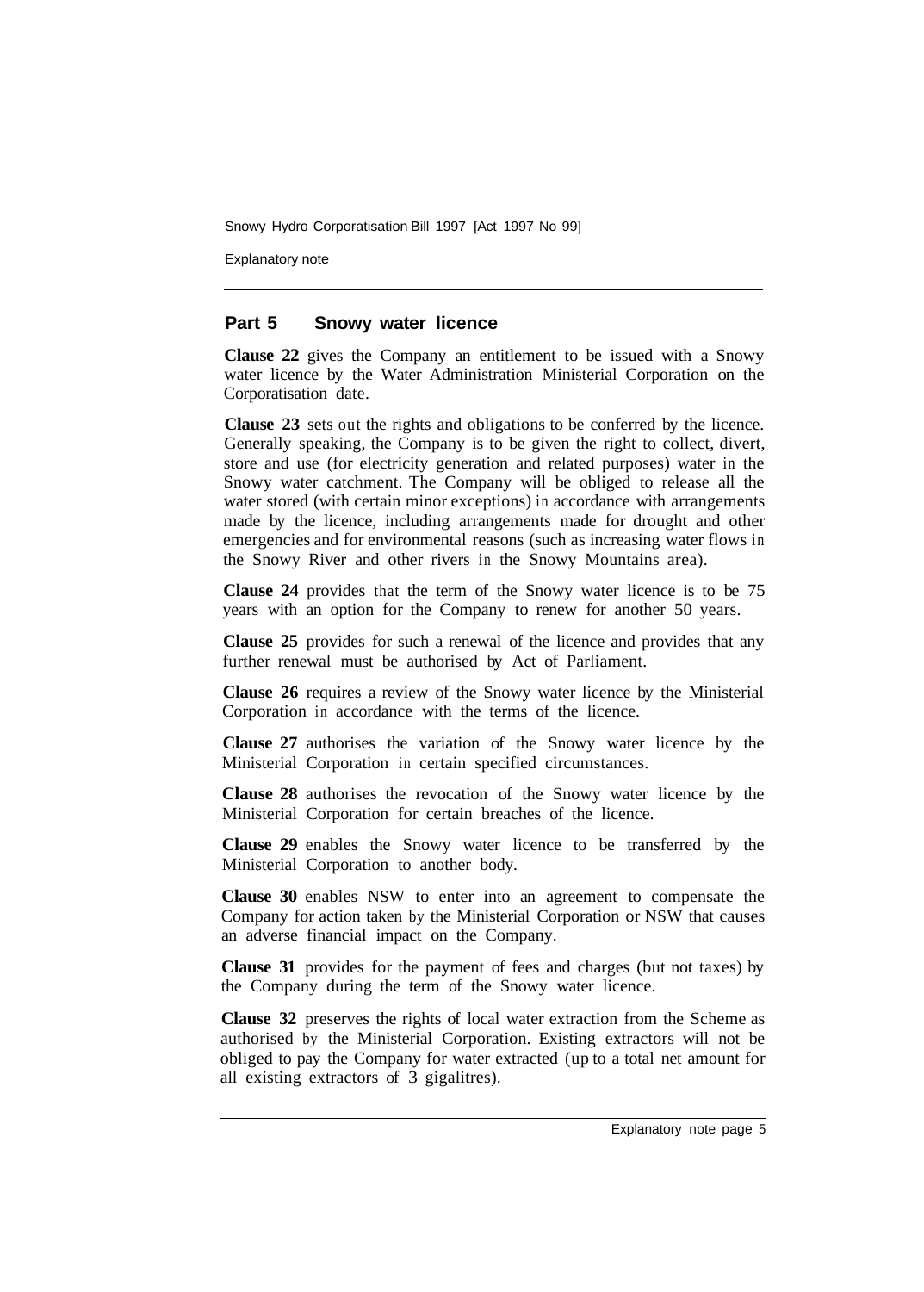## Part 5 Snowy water licence

**Clause 22** gives the Company an entitlement to be issued with a Snowy water licence by the Water Administration Ministerial Corporation on the Corporatisation date.

**Clause 23** sets out the rights and obligations to be conferred by the licence. Generally speaking, the Company is to be given the right to collect, divert, store and use (for electricity generation and related purposes) water in the Snowy water catchment. The Company will be obliged to release all the water stored (with certain minor exceptions) in accordance with arrangements made by the licence, including arrangements made for drought and other emergencies and for environmental reasons (such as increasing water flows in the Snowy River and other rivers in the Snowy Mountains area).

**Clause 24** provides that the term of the Snowy water licence is to be 75 years with an option for the Company to renew for another 50 years.

**Clause 25** provides for such a renewal of the licence and provides that any further renewal must be authorised by Act of Parliament.

**Clause 26** requires a review of the Snowy water licence by the Ministerial Corporation in accordance with the terms of the licence.

**Clause 27** authorises the variation of the Snowy water licence by the Ministerial Corporation in certain specified circumstances.

**Clause 28** authorises the revocation of the Snowy water licence by the Ministerial Corporation for certain breaches of the licence.

**Clause 29** enables the Snowy water licence to be transferred by the Ministerial Corporation to another body.

**Clause 30** enables NSW to enter into an agreement to compensate the Company for action taken by the Ministerial Corporation or NSW that causes an adverse financial impact on the Company.

**Clause 31** provides for the payment of fees and charges (but not taxes) by the Company during the term of the Snowy water licence.

**Clause 32** preserves the rights of local water extraction from the Scheme as authorised by the Ministerial Corporation. Existing extractors will not be obliged to pay the Company for water extracted (up to a total net amount for all existing extractors of 3 gigalitres).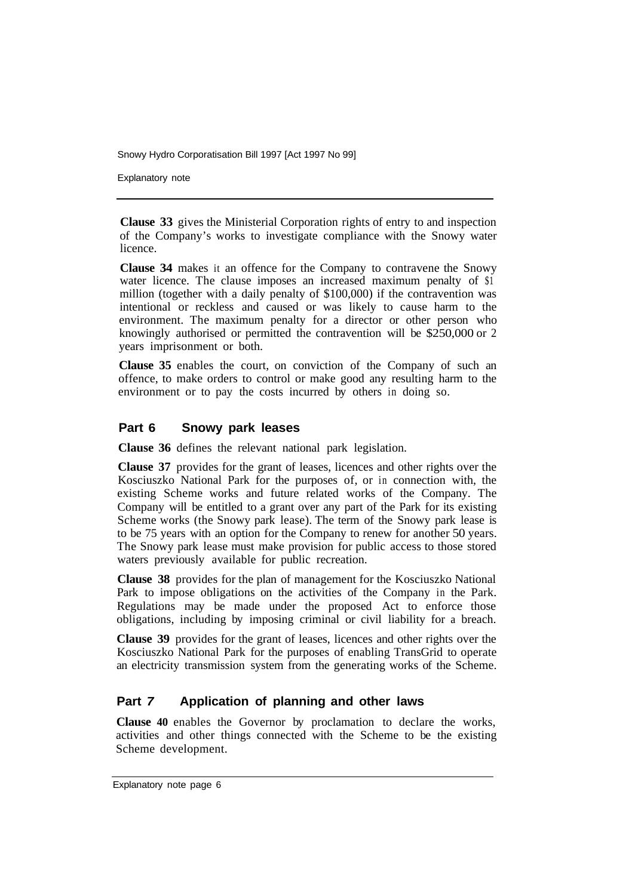**Clause 33** gives the Ministerial Corporation rights of entry to and inspection of the Company's works to investigate compliance with the Snowy water licence.

**Clause 34** makes it an offence for the Company to contravene the Snowy water licence. The clause imposes an increased maximum penalty of $1 million (together with a daily penalty of $100,000) if the contravention was intentional or reckless and caused or was likely to cause harm to the environment. The maximum penalty for a director or other person who knowingly authorised or permitted the contravention will be $250,000 or 2 years imprisonment or both.

**Clause 35** enables the court, on conviction of the Company of such an offence, to make orders to control or make good any resulting harm to the environment or to pay the costs incurred by others in doing so.

## Part 6 Snowy park leases

**Clause 36** defines the relevant national park legislation.

**Clause 37** provides for the grant of leases, licences and other rights over the Kosciuszko National Park for the purposes of, or in connection with, the existing Scheme works and future related works of the Company. The Company will be entitled to a grant over any part of the Park for its existing Scheme works (the Snowy park lease). The term of the Snowy park lease is to be 75 years with an option for the Company to renew for another 50 years. The Snowy park lease must make provision for public access to those stored waters previously available for public recreation.

**Clause 38** provides for the plan of management for the Kosciuszko National Park to impose obligations on the activities of the Company in the Park. Regulations may be made under the proposed Act to enforce those obligations, including by imposing criminal or civil liability for a breach.

**Clause 39** provides for the grant of leases, licences and other rights over the Kosciuszko National Park for the purposes of enabling TransGrid to operate an electricity transmission system from the generating works of the Scheme.

## Part 7 Application of planning and other laws

**Clause 40** enables the Governor by proclamation to declare the works, activities and other things connected with the Scheme to be the existing Scheme development.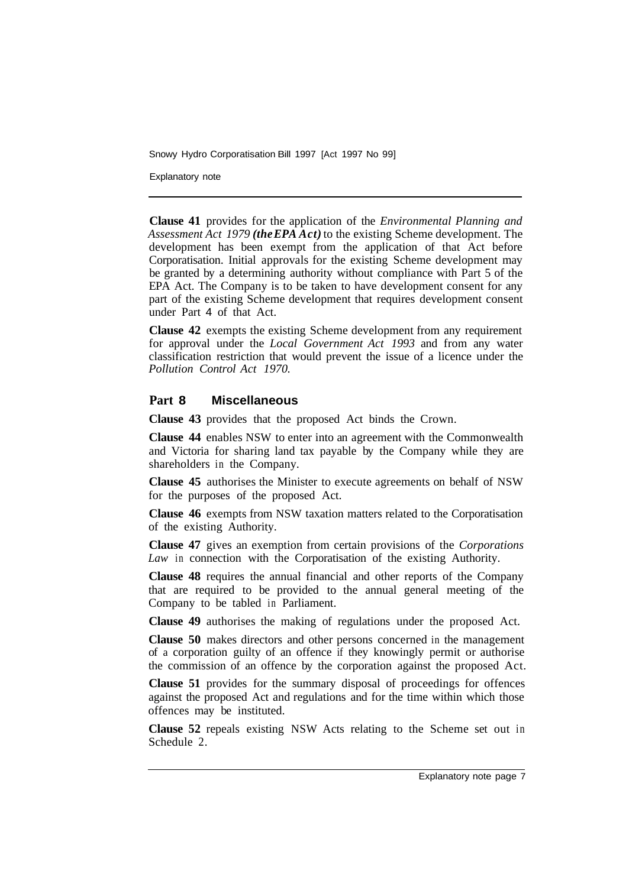**Clause 41** provides for the application of the *Environmental Planning and Assessment Act 1979* ***(the EPA Act)*** to the existing Scheme development. The development has been exempt from the application of that Act before Corporatisation. Initial approvals for the existing Scheme development may be granted by a determining authority without compliance with Part 5 of the EPA Act. The Company is to be taken to have development consent for any part of the existing Scheme development that requires development consent under Part 4 of that Act.

**Clause 42** exempts the existing Scheme development from any requirement for approval under the *Local Government Act 1993* and from any water classification restriction that would prevent the issue of a licence under the *Pollution Control Act 1970.*

## Part 8 Miscellaneous

**Clause 43** provides that the proposed Act binds the Crown.

**Clause 44** enables NSW to enter into an agreement with the Commonwealth and Victoria for sharing land tax payable by the Company while they are shareholders in the Company.

**Clause 45** authorises the Minister to execute agreements on behalf of NSW for the purposes of the proposed Act.

**Clause 46** exempts from NSW taxation matters related to the Corporatisation of the existing Authority.

**Clause 47** gives an exemption from certain provisions of the *Corporations Law* in connection with the Corporatisation of the existing Authority.

**Clause 48** requires the annual financial and other reports of the Company that are required to be provided to the annual general meeting of the Company to be tabled in Parliament.

**Clause 49** authorises the making of regulations under the proposed Act.

**Clause 50** makes directors and other persons concerned in the management of a corporation guilty of an offence if they knowingly permit or authorise the commission of an offence by the corporation against the proposed Act.

**Clause 51** provides for the summary disposal of proceedings for offences against the proposed Act and regulations and for the time within which those offences may be instituted.

**Clause 52** repeals existing NSW Acts relating to the Scheme set out in Schedule 2.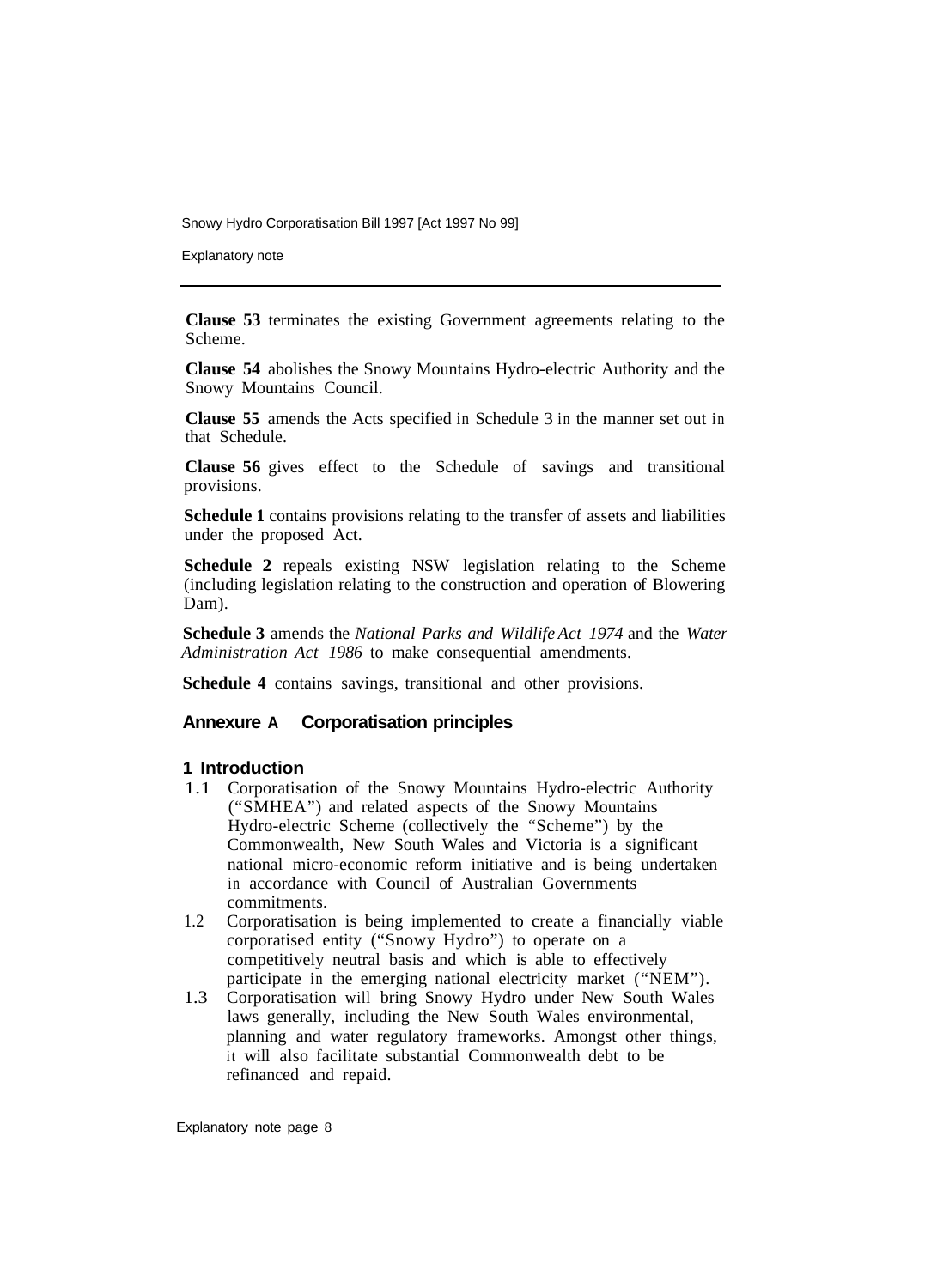**Clause 53** terminates the existing Government agreements relating to the Scheme.

**Clause 54** abolishes the Snowy Mountains Hydro-electric Authority and the Snowy Mountains Council.

**Clause 55** amends the Acts specified in Schedule 3 in the manner set out in that Schedule.

**Clause 56** gives effect to the Schedule of savings and transitional provisions.

**Schedule 1** contains provisions relating to the transfer of assets and liabilities under the proposed Act.

**Schedule 2** repeals existing NSW legislation relating to the Scheme (including legislation relating to the construction and operation of Blowering Dam).

**Schedule 3** amends the *National Parks and Wildlife Act 1974* and the *Water Administration Act 1986* to make consequential amendments.

**Schedule 4** contains savings, transitional and other provisions.

## Annexure A Corporatisation principles

### 1 Introduction

1.1 Corporatisation of the Snowy Mountains Hydro-electric Authority ("SMHEA") and related aspects of the Snowy Mountains Hydro-electric Scheme (collectively the "Scheme") by the Commonwealth, New South Wales and Victoria is a significant national micro-economic reform initiative and is being undertaken in accordance with Council of Australian Governments commitments.

1.2 Corporatisation is being implemented to create a financially viable corporatised entity ("Snowy Hydro") to operate on a competitively neutral basis and which is able to effectively participate in the emerging national electricity market ("NEM").

1.3 Corporatisation will bring Snowy Hydro under New South Wales laws generally, including the New South Wales environmental, planning and water regulatory frameworks. Amongst other things, it will also facilitate substantial Commonwealth debt to be refinanced and repaid.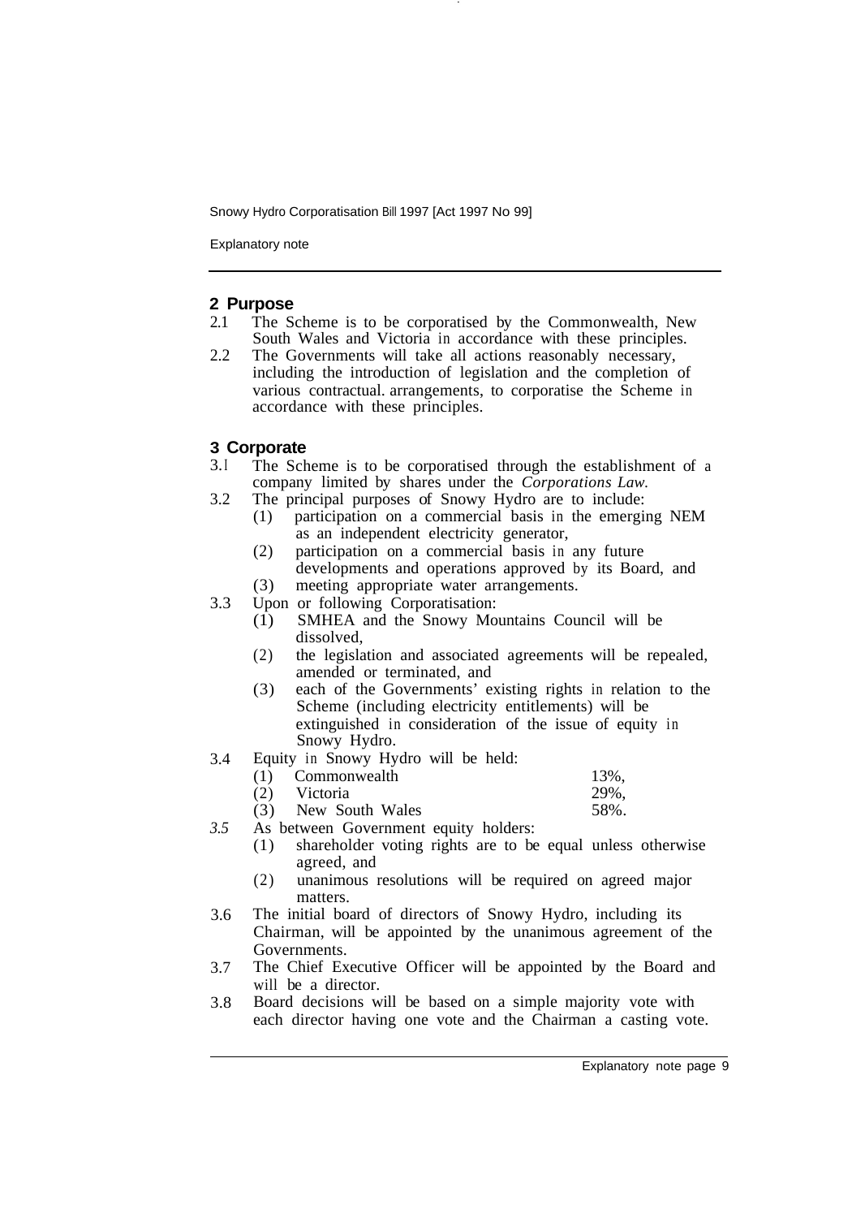## 2 Purpose

2.1 The Scheme is to be corporatised by the Commonwealth, New South Wales and Victoria in accordance with these principles.

2.2 The Governments will take all actions reasonably necessary, including the introduction of legislation and the completion of various contractual. arrangements, to corporatise the Scheme in accordance with these principles.

## 3 Corporate

3.1 The Scheme is to be corporatised through the establishment of a company limited by shares under the *Corporations Law.*

3.2 The principal purposes of Snowy Hydro are to include:
- (1) participation on a commercial basis in the emerging NEM as an independent electricity generator,
- (2) participation on a commercial basis in any future developments and operations approved by its Board, and
- (3) meeting appropriate water arrangements.

3.3 Upon or following Corporatisation:
- (1) SMHEA and the Snowy Mountains Council will be dissolved,
- (2) the legislation and associated agreements will be repealed, amended or terminated, and
- (3) each of the Governments' existing rights in relation to the Scheme (including electricity entitlements) will be extinguished in consideration of the issue of equity in Snowy Hydro.

3.4 Equity in Snowy Hydro will be held:

| | | |
|---|---|---|
| (1) | Commonwealth | 13%, |
| (2) | Victoria | 29%, |
| (3) | New South Wales | 58%. |

3.5 As between Government equity holders:
- (1) shareholder voting rights are to be equal unless otherwise agreed, and
- (2) unanimous resolutions will be required on agreed major matters.

3.6 The initial board of directors of Snowy Hydro, including its Chairman, will be appointed by the unanimous agreement of the Governments.

3.7 The Chief Executive Officer will be appointed by the Board and will be a director.

3.8 Board decisions will be based on a simple majority vote with each director having one vote and the Chairman a casting vote.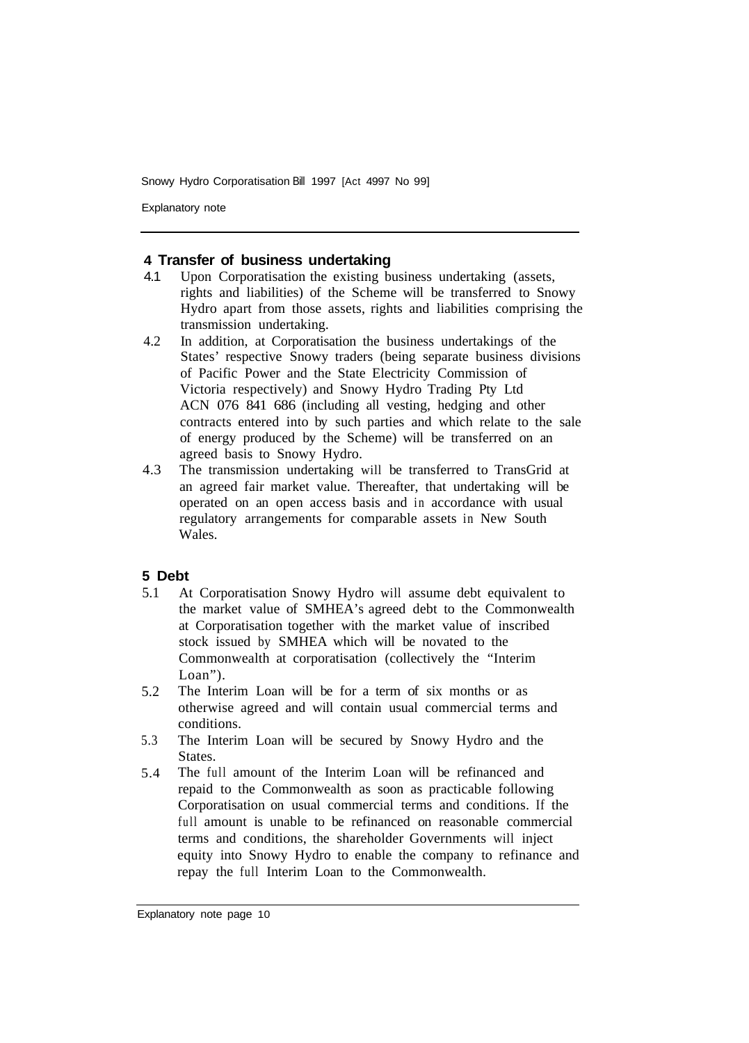## 4 Transfer of business undertaking

4.1 Upon Corporatisation the existing business undertaking (assets, rights and liabilities) of the Scheme will be transferred to Snowy Hydro apart from those assets, rights and liabilities comprising the transmission undertaking.

4.2 In addition, at Corporatisation the business undertakings of the States' respective Snowy traders (being separate business divisions of Pacific Power and the State Electricity Commission of Victoria respectively) and Snowy Hydro Trading Pty Ltd ACN 076 841 686 (including all vesting, hedging and other contracts entered into by such parties and which relate to the sale of energy produced by the Scheme) will be transferred on an agreed basis to Snowy Hydro.

4.3 The transmission undertaking will be transferred to TransGrid at an agreed fair market value. Thereafter, that undertaking will be operated on an open access basis and in accordance with usual regulatory arrangements for comparable assets in New South Wales.

## 5 Debt

5.1 At Corporatisation Snowy Hydro will assume debt equivalent to the market value of SMHEA's agreed debt to the Commonwealth at Corporatisation together with the market value of inscribed stock issued by SMHEA which will be novated to the Commonwealth at corporatisation (collectively the "Interim Loan").

5.2 The Interim Loan will be for a term of six months or as otherwise agreed and will contain usual commercial terms and conditions.

5.3 The Interim Loan will be secured by Snowy Hydro and the States.

5.4 The full amount of the Interim Loan will be refinanced and repaid to the Commonwealth as soon as practicable following Corporatisation on usual commercial terms and conditions. If the full amount is unable to be refinanced on reasonable commercial terms and conditions, the shareholder Governments will inject equity into Snowy Hydro to enable the company to refinance and repay the full Interim Loan to the Commonwealth.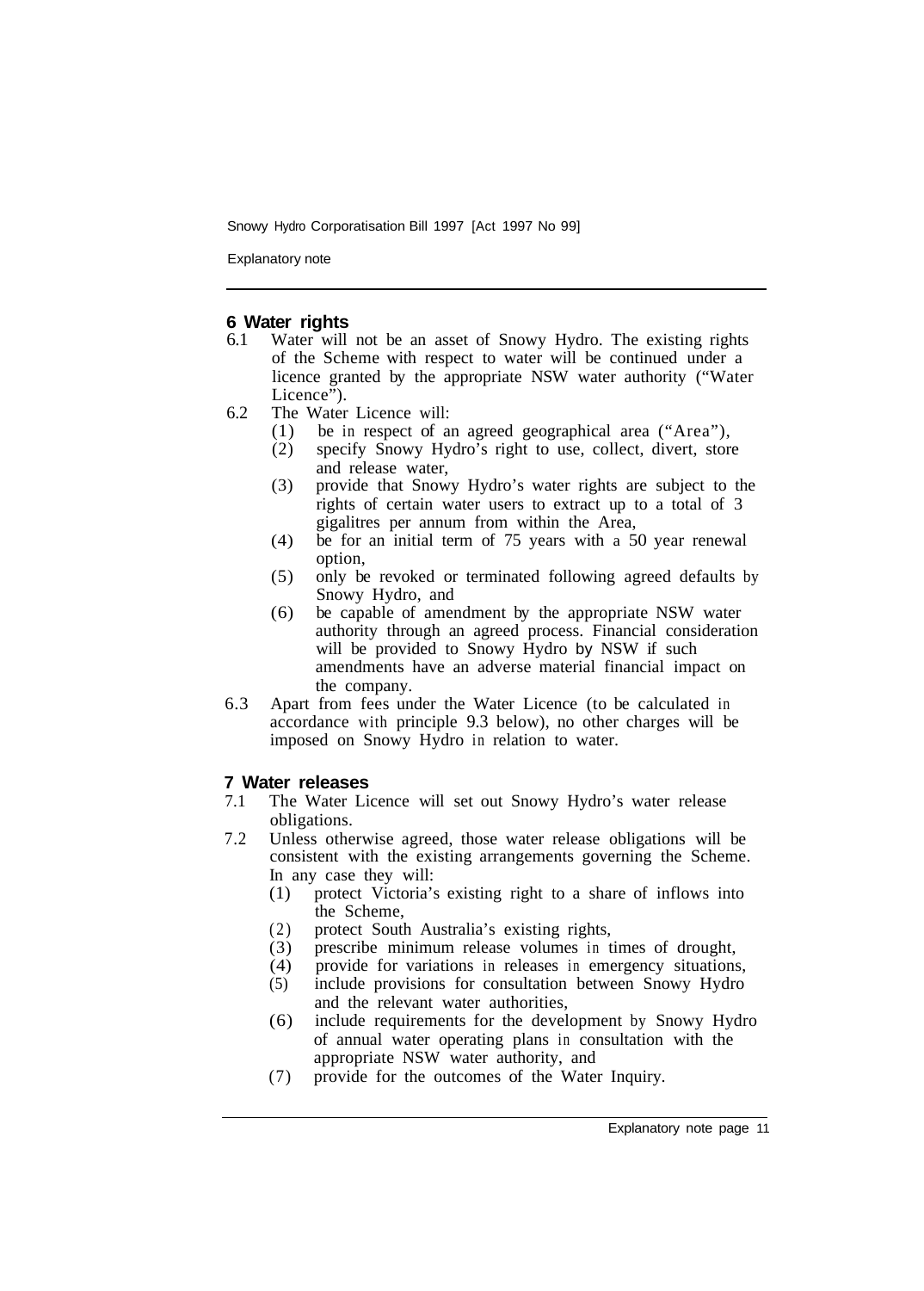## 6 Water rights

6.1 Water will not be an asset of Snowy Hydro. The existing rights of the Scheme with respect to water will be continued under a licence granted by the appropriate NSW water authority ("Water Licence").

6.2 The Water Licence will:

- (1) be in respect of an agreed geographical area ("Area"),
- (2) specify Snowy Hydro's right to use, collect, divert, store and release water,
- (3) provide that Snowy Hydro's water rights are subject to the rights of certain water users to extract up to a total of 3 gigalitres per annum from within the Area,
- (4) be for an initial term of 75 years with a 50 year renewal option,
- (5) only be revoked or terminated following agreed defaults by Snowy Hydro, and
- (6) be capable of amendment by the appropriate NSW water authority through an agreed process. Financial consideration will be provided to Snowy Hydro by NSW if such amendments have an adverse material financial impact on the company.

6.3 Apart from fees under the Water Licence (to be calculated in accordance with principle 9.3 below), no other charges will be imposed on Snowy Hydro in relation to water.

## 7 Water releases

7.1 The Water Licence will set out Snowy Hydro's water release obligations.

7.2 Unless otherwise agreed, those water release obligations will be consistent with the existing arrangements governing the Scheme. In any case they will:

- (1) protect Victoria's existing right to a share of inflows into the Scheme,
- (2) protect South Australia's existing rights,
- (3) prescribe minimum release volumes in times of drought,
- (4) provide for variations in releases in emergency situations,
- (5) include provisions for consultation between Snowy Hydro and the relevant water authorities,
- (6) include requirements for the development by Snowy Hydro of annual water operating plans in consultation with the appropriate NSW water authority, and
- (7) provide for the outcomes of the Water Inquiry.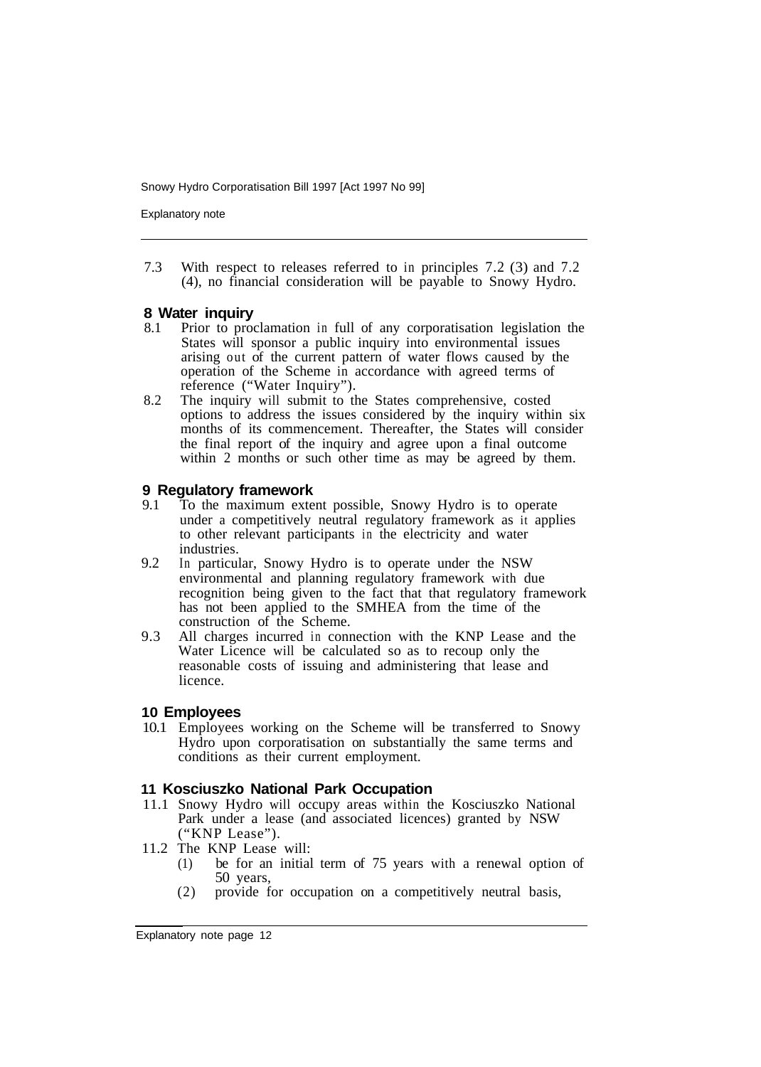7.3 With respect to releases referred to in principles 7.2 (3) and 7.2 (4), no financial consideration will be payable to Snowy Hydro.

**8 Water inquiry**

8.1 Prior to proclamation in full of any corporatisation legislation the States will sponsor a public inquiry into environmental issues arising out of the current pattern of water flows caused by the operation of the Scheme in accordance with agreed terms of reference ("Water Inquiry").

8.2 The inquiry will submit to the States comprehensive, costed options to address the issues considered by the inquiry within six months of its commencement. Thereafter, the States will consider the final report of the inquiry and agree upon a final outcome within 2 months or such other time as may be agreed by them.

**9 Regulatory framework**

9.1 To the maximum extent possible, Snowy Hydro is to operate under a competitively neutral regulatory framework as it applies to other relevant participants in the electricity and water industries.

9.2 In particular, Snowy Hydro is to operate under the NSW environmental and planning regulatory framework with due recognition being given to the fact that that regulatory framework has not been applied to the SMHEA from the time of the construction of the Scheme.

9.3 All charges incurred in connection with the KNP Lease and the Water Licence will be calculated so as to recoup only the reasonable costs of issuing and administering that lease and licence.

**10 Employees**

10.1 Employees working on the Scheme will be transferred to Snowy Hydro upon corporatisation on substantially the same terms and conditions as their current employment.

**11 Kosciuszko National Park Occupation**

11.1 Snowy Hydro will occupy areas within the Kosciuszko National Park under a lease (and associated licences) granted by NSW ("KNP Lease").

11.2 The KNP Lease will:

(1) be for an initial term of 75 years with a renewal option of 50 years,

(2) provide for occupation on a competitively neutral basis,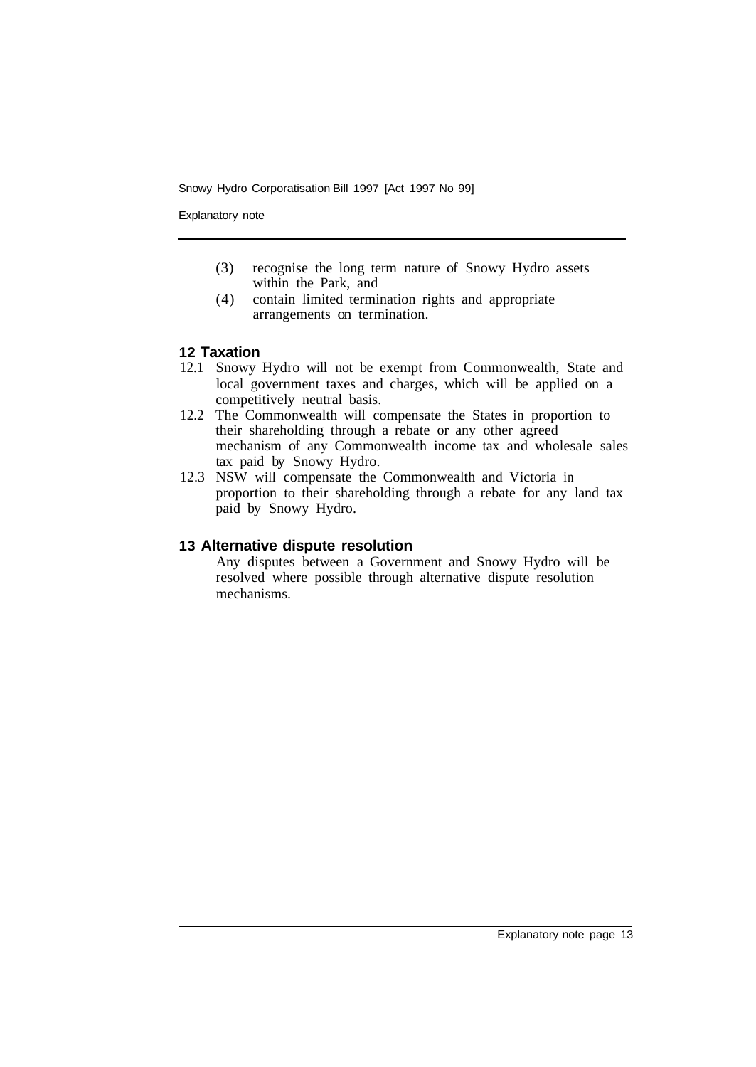(3) recognise the long term nature of Snowy Hydro assets within the Park, and

(4) contain limited termination rights and appropriate arrangements on termination.

## 12 Taxation

12.1 Snowy Hydro will not be exempt from Commonwealth, State and local government taxes and charges, which will be applied on a competitively neutral basis.

12.2 The Commonwealth will compensate the States in proportion to their shareholding through a rebate or any other agreed mechanism of any Commonwealth income tax and wholesale sales tax paid by Snowy Hydro.

12.3 NSW will compensate the Commonwealth and Victoria in proportion to their shareholding through a rebate for any land tax paid by Snowy Hydro.

## 13 Alternative dispute resolution

Any disputes between a Government and Snowy Hydro will be resolved where possible through alternative dispute resolution mechanisms.